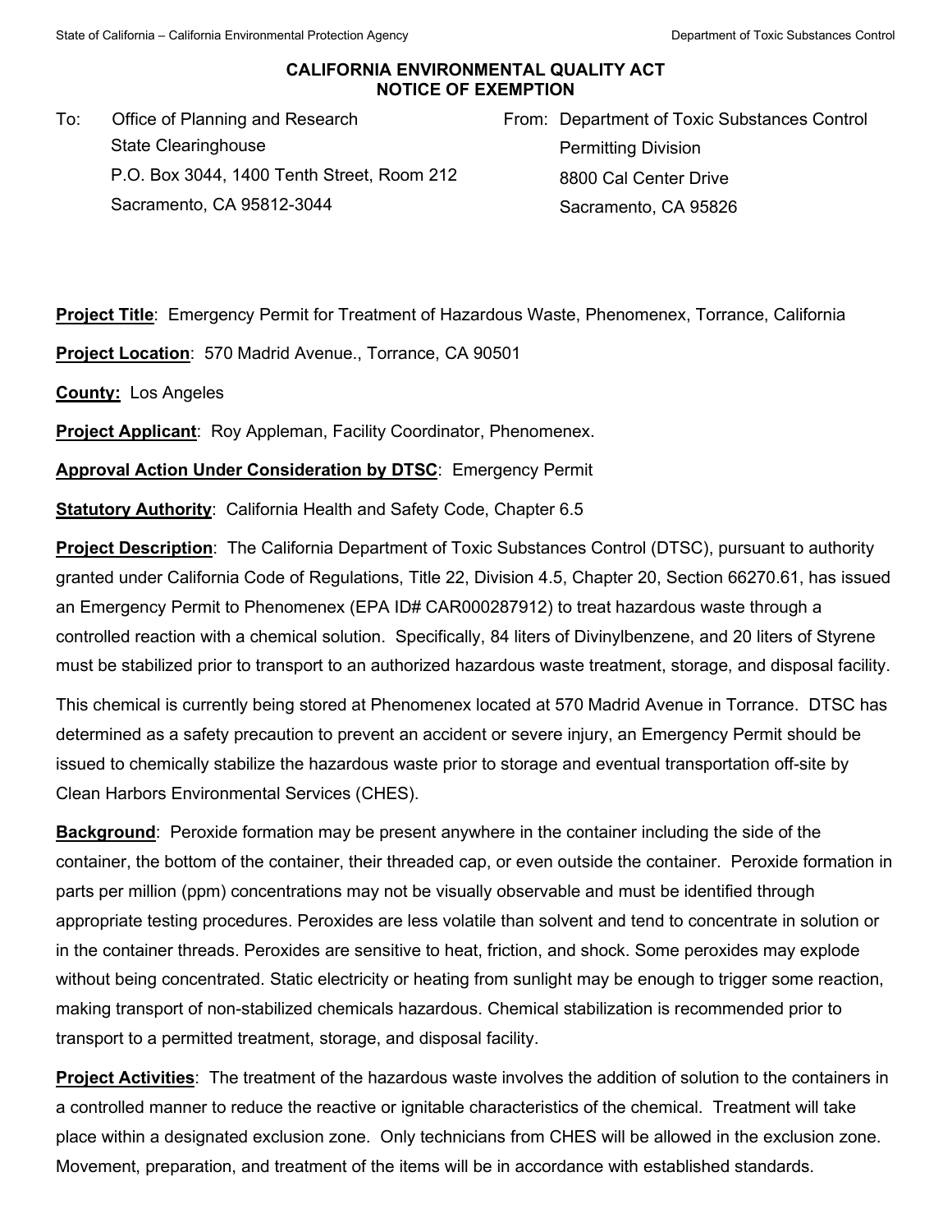# CALIFORNIA ENVIRONMENTAL QUALITY ACT
## NOTICE OF EXEMPTION

To: Office of Planning and Research
State Clearinghouse
P.O. Box 3044, 1400 Tenth Street, Room 212
Sacramento, CA 95812-3044

From: Department of Toxic Substances Control
Permitting Division
8800 Cal Center Drive
Sacramento, CA 95826

**Project Title**: Emergency Permit for Treatment of Hazardous Waste, Phenomenex, Torrance, California

**Project Location**: 570 Madrid Avenue., Torrance, CA 90501

**County:** Los Angeles

**Project Applicant**: Roy Appleman, Facility Coordinator, Phenomenex.

**Approval Action Under Consideration by DTSC**: Emergency Permit

**Statutory Authority**: California Health and Safety Code, Chapter 6.5

**Project Description**: The California Department of Toxic Substances Control (DTSC), pursuant to authority granted under California Code of Regulations, Title 22, Division 4.5, Chapter 20, Section 66270.61, has issued an Emergency Permit to Phenomenex (EPA ID# CAR000287912) to treat hazardous waste through a controlled reaction with a chemical solution. Specifically, 84 liters of Divinylbenzene, and 20 liters of Styrene must be stabilized prior to transport to an authorized hazardous waste treatment, storage, and disposal facility.

This chemical is currently being stored at Phenomenex located at 570 Madrid Avenue in Torrance. DTSC has determined as a safety precaution to prevent an accident or severe injury, an Emergency Permit should be issued to chemically stabilize the hazardous waste prior to storage and eventual transportation off-site by Clean Harbors Environmental Services (CHES).

**Background**: Peroxide formation may be present anywhere in the container including the side of the container, the bottom of the container, their threaded cap, or even outside the container. Peroxide formation in parts per million (ppm) concentrations may not be visually observable and must be identified through appropriate testing procedures. Peroxides are less volatile than solvent and tend to concentrate in solution or in the container threads. Peroxides are sensitive to heat, friction, and shock. Some peroxides may explode without being concentrated. Static electricity or heating from sunlight may be enough to trigger some reaction, making transport of non-stabilized chemicals hazardous. Chemical stabilization is recommended prior to transport to a permitted treatment, storage, and disposal facility.

**Project Activities**: The treatment of the hazardous waste involves the addition of solution to the containers in a controlled manner to reduce the reactive or ignitable characteristics of the chemical. Treatment will take place within a designated exclusion zone. Only technicians from CHES will be allowed in the exclusion zone. Movement, preparation, and treatment of the items will be in accordance with established standards.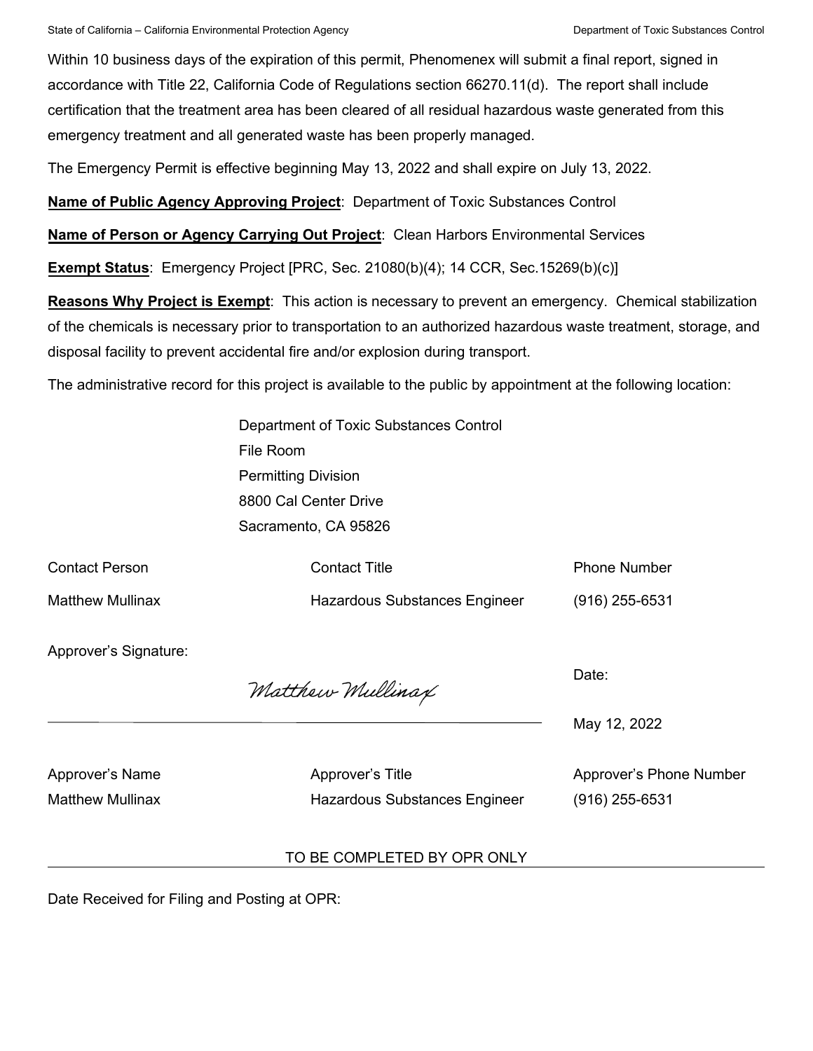Within 10 business days of the expiration of this permit, Phenomenex will submit a final report, signed in accordance with Title 22, California Code of Regulations section 66270.11(d). The report shall include certification that the treatment area has been cleared of all residual hazardous waste generated from this emergency treatment and all generated waste has been properly managed.

The Emergency Permit is effective beginning May 13, 2022 and shall expire on July 13, 2022.

**Name of Public Agency Approving Project**: Department of Toxic Substances Control

**Name of Person or Agency Carrying Out Project**: Clean Harbors Environmental Services

**Exempt Status**: Emergency Project [PRC, Sec. 21080(b)(4); 14 CCR, Sec.15269(b)(c)]

**Reasons Why Project is Exempt**: This action is necessary to prevent an emergency. Chemical stabilization of the chemicals is necessary prior to transportation to an authorized hazardous waste treatment, storage, and disposal facility to prevent accidental fire and/or explosion during transport.

The administrative record for this project is available to the public by appointment at the following location:

Department of Toxic Substances Control
File Room
Permitting Division
8800 Cal Center Drive
Sacramento, CA 95826

| Contact Person | Contact Title | Phone Number |
|---|---|---|
| Matthew Mullinax | Hazardous Substances Engineer | (916) 255-6531 |

Approver's Signature: Matthew Mullinax

Date: May 12, 2022

| Approver's Name | Approver's Title | Approver's Phone Number |
|---|---|---|
| Matthew Mullinax | Hazardous Substances Engineer | (916) 255-6531 |

TO BE COMPLETED BY OPR ONLY

Date Received for Filing and Posting at OPR: